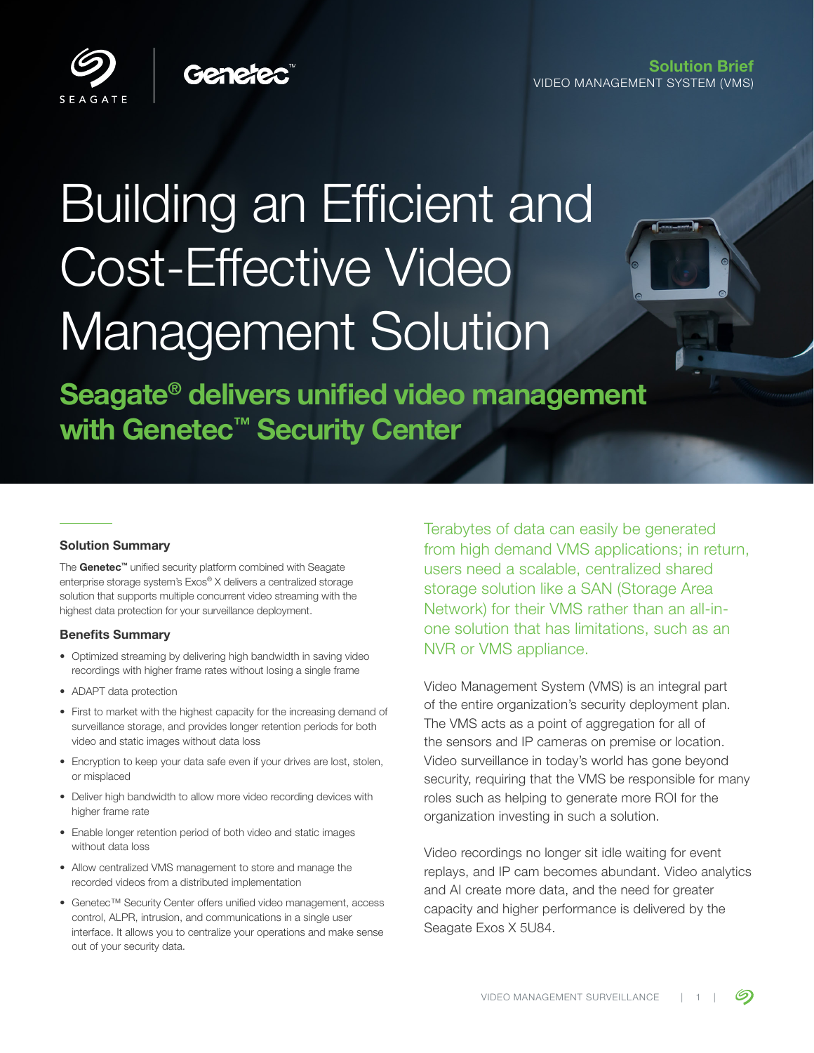Solution Brief
VIDEO MANAGEMENT SYSTEM (VMS)

# Building an Efficient and Cost-Effective Video Management Solution

## Seagate® delivers unified video management with Genetec™ Security Center

### Solution Summary

The **Genetec™** unified security platform combined with Seagate enterprise storage system's Exos® X delivers a centralized storage solution that supports multiple concurrent video streaming with the highest data protection for your surveillance deployment.

### Benefits Summary

- Optimized streaming by delivering high bandwidth in saving video recordings with higher frame rates without losing a single frame
- ADAPT data protection
- First to market with the highest capacity for the increasing demand of surveillance storage, and provides longer retention periods for both video and static images without data loss
- Encryption to keep your data safe even if your drives are lost, stolen, or misplaced
- Deliver high bandwidth to allow more video recording devices with higher frame rate
- Enable longer retention period of both video and static images without data loss
- Allow centralized VMS management to store and manage the recorded videos from a distributed implementation
- Genetec™ Security Center offers unified video management, access control, ALPR, intrusion, and communications in a single user interface. It allows you to centralize your operations and make sense out of your security data.

Terabytes of data can easily be generated from high demand VMS applications; in return, users need a scalable, centralized shared storage solution like a SAN (Storage Area Network) for their VMS rather than an all-in-one solution that has limitations, such as an NVR or VMS appliance.

Video Management System (VMS) is an integral part of the entire organization's security deployment plan. The VMS acts as a point of aggregation for all of the sensors and IP cameras on premise or location. Video surveillance in today's world has gone beyond security, requiring that the VMS be responsible for many roles such as helping to generate more ROI for the organization investing in such a solution.

Video recordings no longer sit idle waiting for event replays, and IP cam becomes abundant. Video analytics and AI create more data, and the need for greater capacity and higher performance is delivered by the Seagate Exos X 5U84.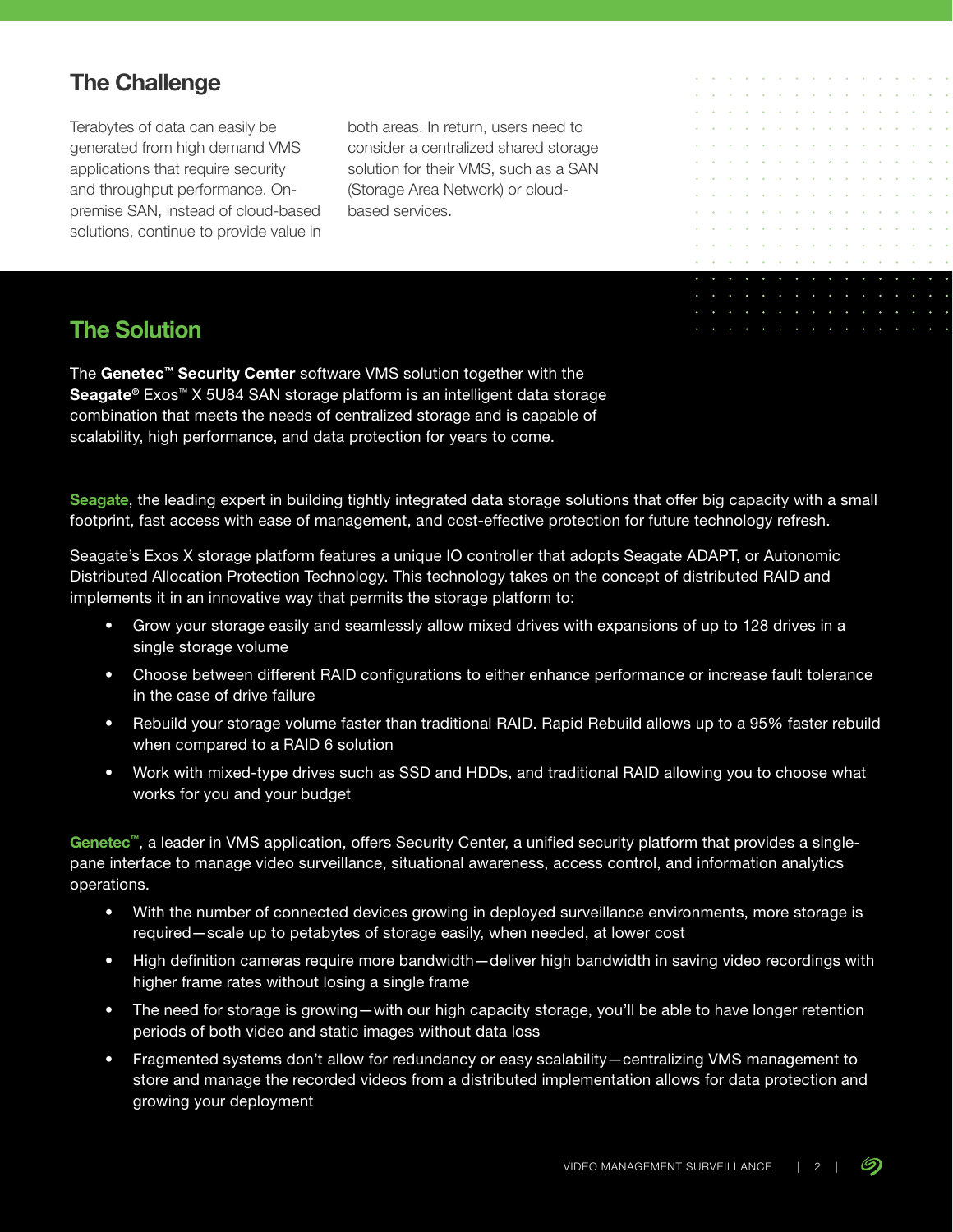## The Challenge

Terabytes of data can easily be generated from high demand VMS applications that require security and throughput performance. On-premise SAN, instead of cloud-based solutions, continue to provide value in both areas. In return, users need to consider a centralized shared storage solution for their VMS, such as a SAN (Storage Area Network) or cloud-based services.

## The Solution

The **Genetec™ Security Center** software VMS solution together with the **Seagate®** Exos™ X 5U84 SAN storage platform is an intelligent data storage combination that meets the needs of centralized storage and is capable of scalability, high performance, and data protection for years to come.

**Seagate**, the leading expert in building tightly integrated data storage solutions that offer big capacity with a small footprint, fast access with ease of management, and cost-effective protection for future technology refresh.

Seagate's Exos X storage platform features a unique IO controller that adopts Seagate ADAPT, or Autonomic Distributed Allocation Protection Technology. This technology takes on the concept of distributed RAID and implements it in an innovative way that permits the storage platform to:

- Grow your storage easily and seamlessly allow mixed drives with expansions of up to 128 drives in a single storage volume
- Choose between different RAID configurations to either enhance performance or increase fault tolerance in the case of drive failure
- Rebuild your storage volume faster than traditional RAID. Rapid Rebuild allows up to a 95% faster rebuild when compared to a RAID 6 solution
- Work with mixed-type drives such as SSD and HDDs, and traditional RAID allowing you to choose what works for you and your budget

**Genetec™**, a leader in VMS application, offers Security Center, a unified security platform that provides a single-pane interface to manage video surveillance, situational awareness, access control, and information analytics operations.

- With the number of connected devices growing in deployed surveillance environments, more storage is required—scale up to petabytes of storage easily, when needed, at lower cost
- High definition cameras require more bandwidth—deliver high bandwidth in saving video recordings with higher frame rates without losing a single frame
- The need for storage is growing—with our high capacity storage, you'll be able to have longer retention periods of both video and static images without data loss
- Fragmented systems don't allow for redundancy or easy scalability—centralizing VMS management to store and manage the recorded videos from a distributed implementation allows for data protection and growing your deployment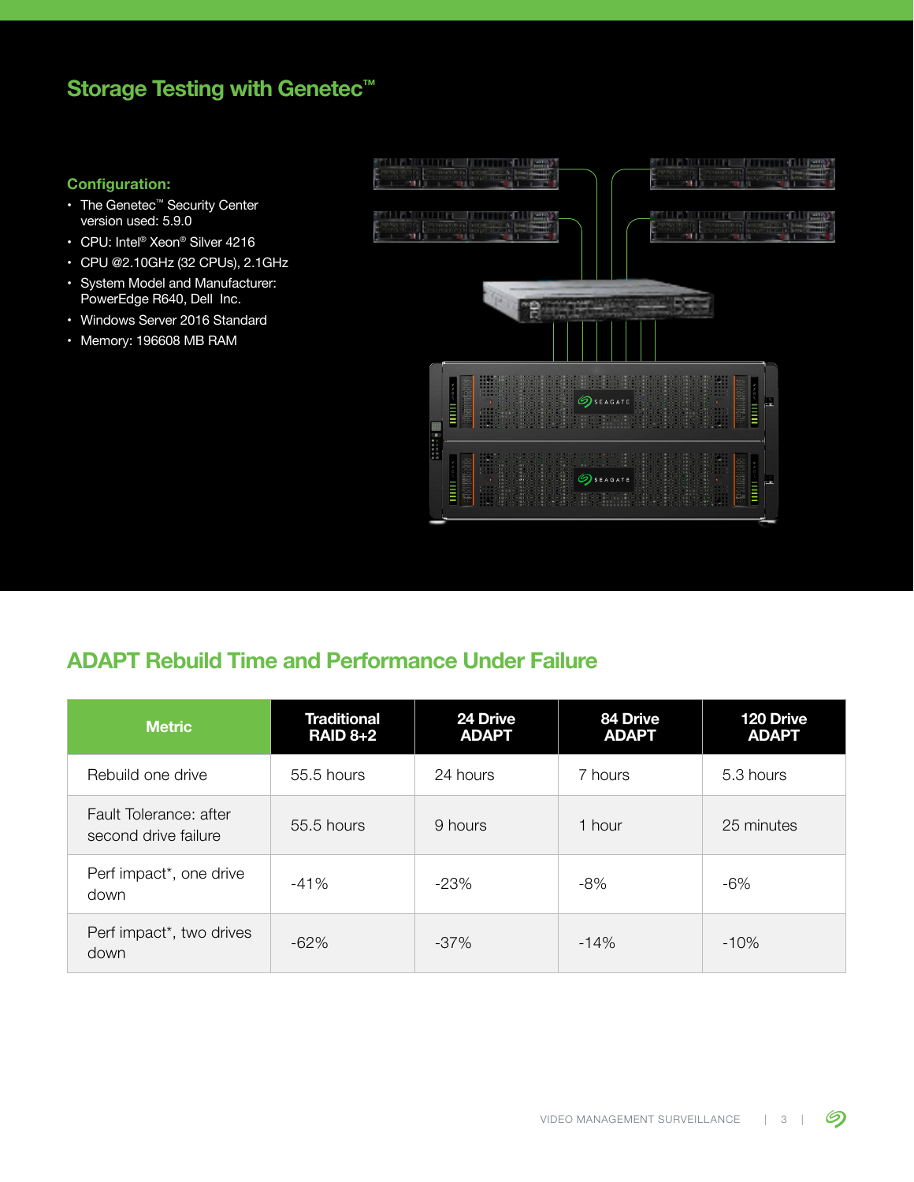## Storage Testing with Genetec™

### Configuration:

- The Genetec™ Security Center version used: 5.9.0
- CPU: Intel® Xeon® Silver 4216
- CPU @2.10GHz (32 CPUs), 2.1GHz
- System Model and Manufacturer: PowerEdge R640, Dell Inc.
- Windows Server 2016 Standard
- Memory: 196608 MB RAM

## ADAPT Rebuild Time and Performance Under Failure

| Metric | Traditional RAID 8+2 | 24 Drive ADAPT | 84 Drive ADAPT | 120 Drive ADAPT |
|---|---|---|---|---|
| Rebuild one drive | 55.5 hours | 24 hours | 7 hours | 5.3 hours |
| Fault Tolerance: after second drive failure | 55.5 hours | 9 hours | 1 hour | 25 minutes |
| Perf impact*, one drive down | -41% | -23% | -8% | -6% |
| Perf impact*, two drives down | -62% | -37% | -14% | -10% |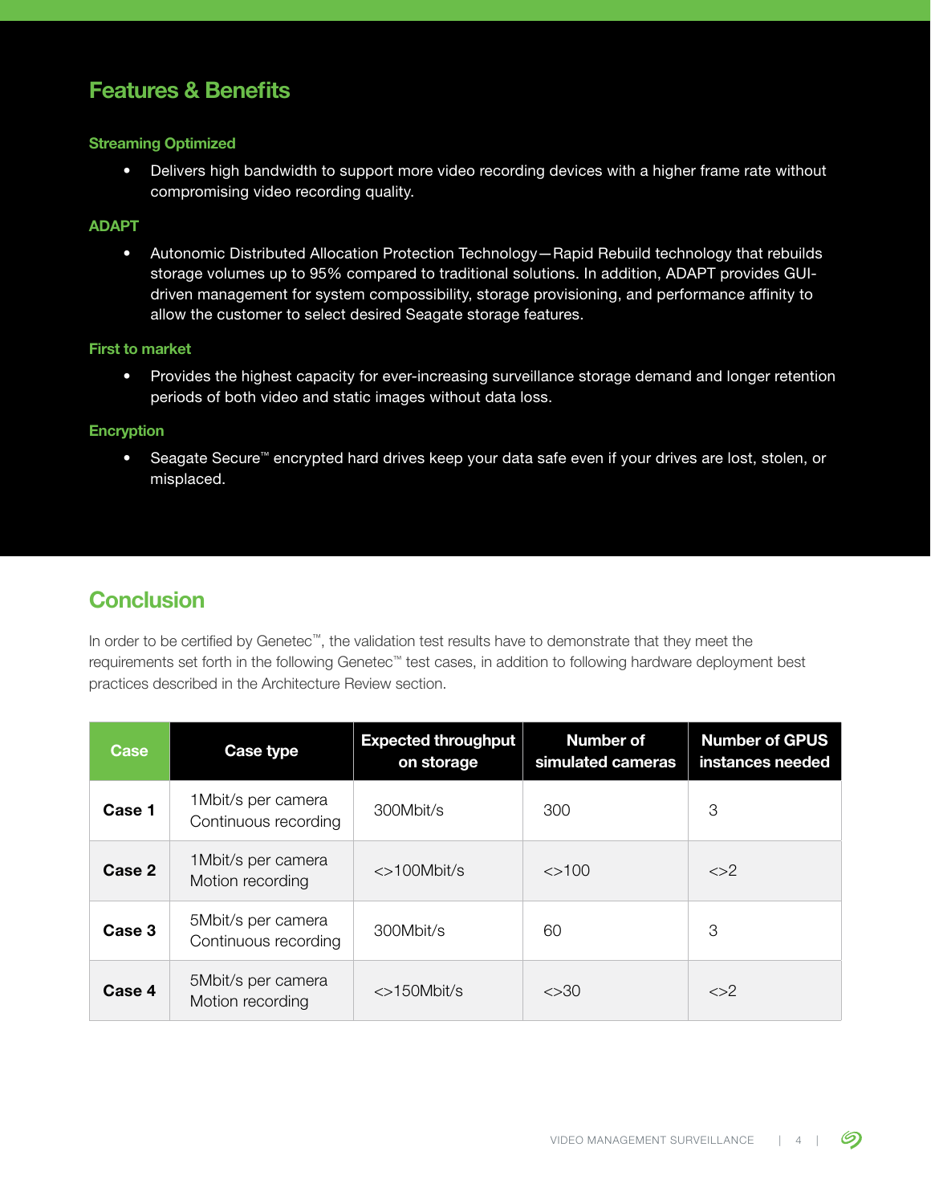## Features & Benefits

### Streaming Optimized

- Delivers high bandwidth to support more video recording devices with a higher frame rate without compromising video recording quality.

### ADAPT

- Autonomic Distributed Allocation Protection Technology—Rapid Rebuild technology that rebuilds storage volumes up to 95% compared to traditional solutions. In addition, ADAPT provides GUI-driven management for system compossibility, storage provisioning, and performance affinity to allow the customer to select desired Seagate storage features.

### First to market

- Provides the highest capacity for ever-increasing surveillance storage demand and longer retention periods of both video and static images without data loss.

### Encryption

- Seagate Secure™ encrypted hard drives keep your data safe even if your drives are lost, stolen, or misplaced.

## Conclusion

In order to be certified by Genetec™, the validation test results have to demonstrate that they meet the requirements set forth in the following Genetec™ test cases, in addition to following hardware deployment best practices described in the Architecture Review section.

| Case | Case type | Expected throughput on storage | Number of simulated cameras | Number of GPUS instances needed |
|---|---|---|---|---|
| **Case 1** | 1Mbit/s per camera Continuous recording | 300Mbit/s | 300 | 3 |
| **Case 2** | 1Mbit/s per camera Motion recording | <>100Mbit/s | <>100 | <>2 |
| **Case 3** | 5Mbit/s per camera Continuous recording | 300Mbit/s | 60 | 3 |
| **Case 4** | 5Mbit/s per camera Motion recording | <>150Mbit/s | <>30 | <>2 |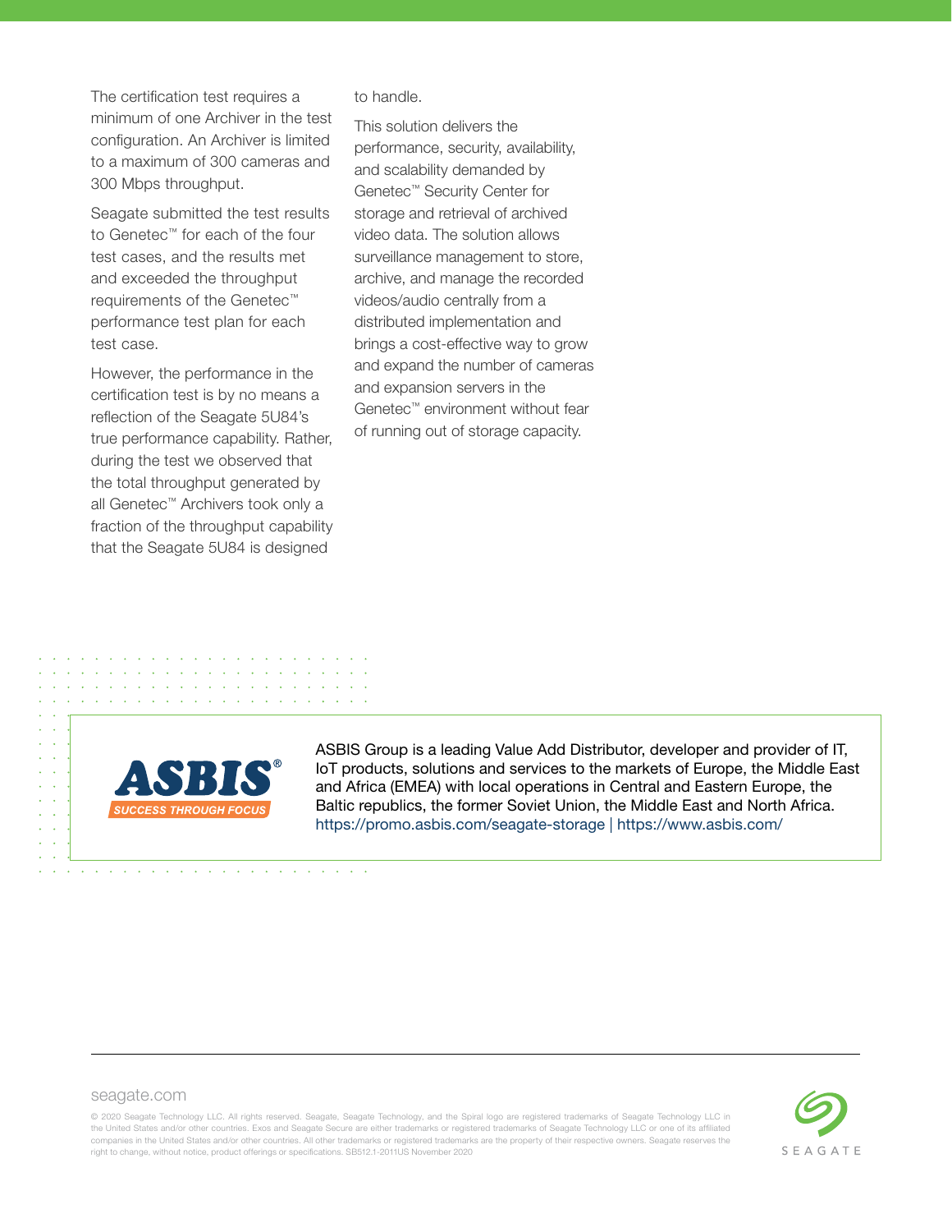The certification test requires a minimum of one Archiver in the test configuration. An Archiver is limited to a maximum of 300 cameras and 300 Mbps throughput.

Seagate submitted the test results to Genetec™ for each of the four test cases, and the results met and exceeded the throughput requirements of the Genetec™ performance test plan for each test case.

However, the performance in the certification test is by no means a reflection of the Seagate 5U84's true performance capability. Rather, during the test we observed that the total throughput generated by all Genetec™ Archivers took only a fraction of the throughput capability that the Seagate 5U84 is designed to handle.

This solution delivers the performance, security, availability, and scalability demanded by Genetec™ Security Center for storage and retrieval of archived video data. The solution allows surveillance management to store, archive, and manage the recorded videos/audio centrally from a distributed implementation and brings a cost-effective way to grow and expand the number of cameras and expansion servers in the Genetec™ environment without fear of running out of storage capacity.

ASBIS®

SUCCESS THROUGH FOCUS

ASBIS Group is a leading Value Add Distributor, developer and provider of IT, IoT products, solutions and services to the markets of Europe, the Middle East and Africa (EMEA) with local operations in Central and Eastern Europe, the Baltic republics, the former Soviet Union, the Middle East and North Africa.
https://promo.asbis.com/seagate-storage | https://www.asbis.com/

seagate.com

© 2020 Seagate Technology LLC. All rights reserved. Seagate, Seagate Technology, and the Spiral logo are registered trademarks of Seagate Technology LLC in the United States and/or other countries. Exos and Seagate Secure are either trademarks or registered trademarks of Seagate Technology LLC or one of its affiliated companies in the United States and/or other countries. All other trademarks or registered trademarks are the property of their respective owners. Seagate reserves the right to change, without notice, product offerings or specifications. SB512.1-2011US November 2020

SEAGATE